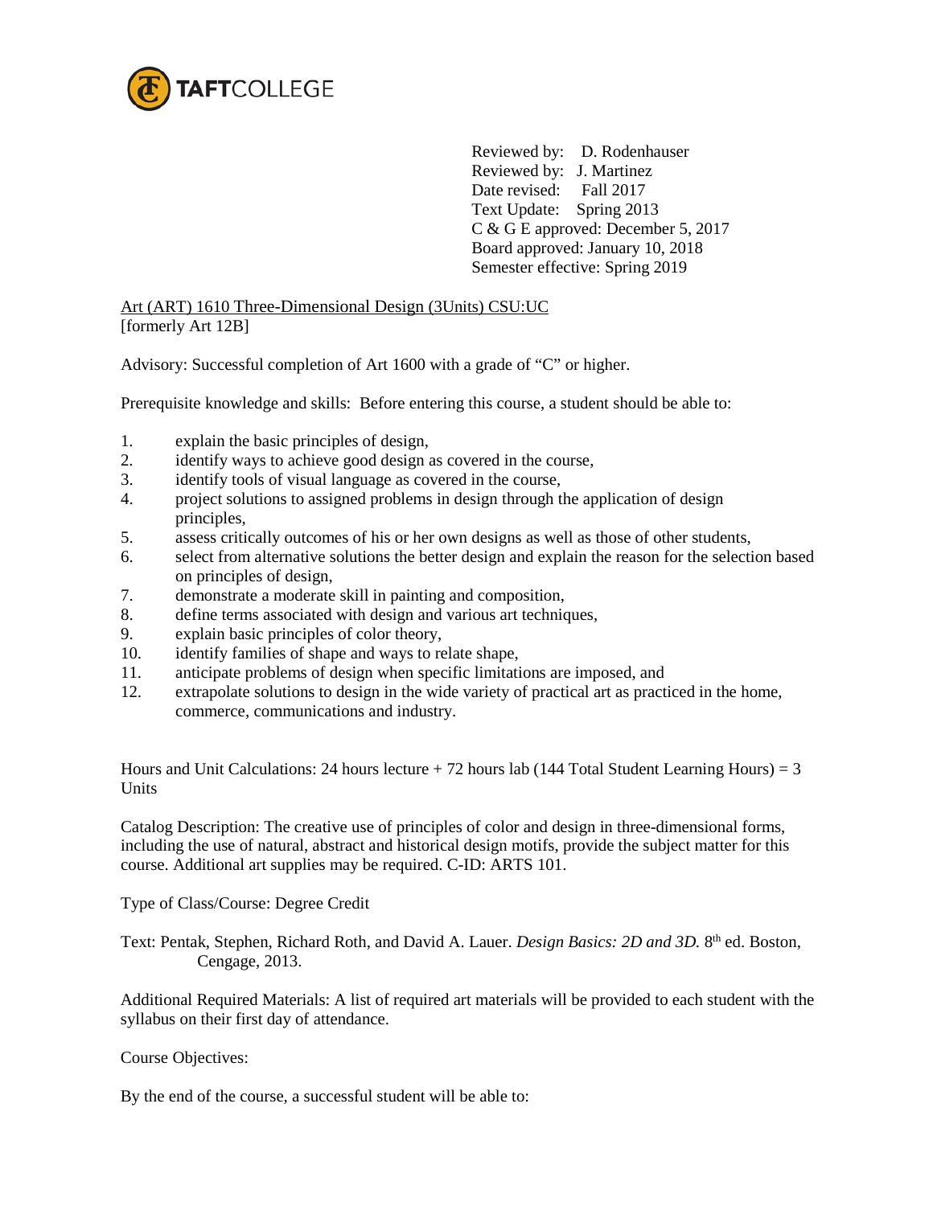TAFTCOLLEGE

Reviewed by: D. Rodenhauser
Reviewed by: J. Martinez
Date revised: Fall 2017
Text Update: Spring 2013
C & G E approved: December 5, 2017
Board approved: January 10, 2018
Semester effective: Spring 2019

Art (ART) 1610 Three-Dimensional Design (3Units) CSU:UC
[formerly Art 12B]

Advisory: Successful completion of Art 1600 with a grade of "C" or higher.

Prerequisite knowledge and skills: Before entering this course, a student should be able to:

1. explain the basic principles of design,
2. identify ways to achieve good design as covered in the course,
3. identify tools of visual language as covered in the course,
4. project solutions to assigned problems in design through the application of design principles,
5. assess critically outcomes of his or her own designs as well as those of other students,
6. select from alternative solutions the better design and explain the reason for the selection based on principles of design,
7. demonstrate a moderate skill in painting and composition,
8. define terms associated with design and various art techniques,
9. explain basic principles of color theory,
10. identify families of shape and ways to relate shape,
11. anticipate problems of design when specific limitations are imposed, and
12. extrapolate solutions to design in the wide variety of practical art as practiced in the home, commerce, communications and industry.

Hours and Unit Calculations: 24 hours lecture + 72 hours lab (144 Total Student Learning Hours) = 3 Units

Catalog Description: The creative use of principles of color and design in three-dimensional forms, including the use of natural, abstract and historical design motifs, provide the subject matter for this course. Additional art supplies may be required. C-ID: ARTS 101.

Type of Class/Course: Degree Credit

Text: Pentak, Stephen, Richard Roth, and David A. Lauer. *Design Basics: 2D and 3D.* 8th ed. Boston, Cengage, 2013.

Additional Required Materials: A list of required art materials will be provided to each student with the syllabus on their first day of attendance.

Course Objectives:

By the end of the course, a successful student will be able to: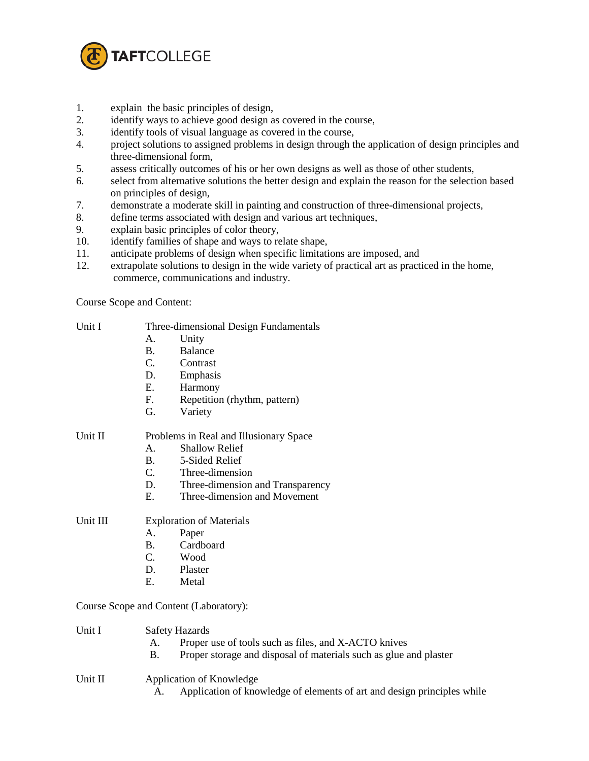1. explain the basic principles of design,
2. identify ways to achieve good design as covered in the course,
3. identify tools of visual language as covered in the course,
4. project solutions to assigned problems in design through the application of design principles and three-dimensional form,
5. assess critically outcomes of his or her own designs as well as those of other students,
6. select from alternative solutions the better design and explain the reason for the selection based on principles of design,
7. demonstrate a moderate skill in painting and construction of three-dimensional projects,
8. define terms associated with design and various art techniques,
9. explain basic principles of color theory,
10. identify families of shape and ways to relate shape,
11. anticipate problems of design when specific limitations are imposed, and
12. extrapolate solutions to design in the wide variety of practical art as practiced in the home, commerce, communications and industry.

Course Scope and Content:

Unit I Three-dimensional Design Fundamentals

- A. Unity
- B. Balance
- C. Contrast
- D. Emphasis
- E. Harmony
- F. Repetition (rhythm, pattern)
- G. Variety

Unit II Problems in Real and Illusionary Space

- A. Shallow Relief
- B. 5-Sided Relief
- C. Three-dimension
- D. Three-dimension and Transparency
- E. Three-dimension and Movement

Unit III Exploration of Materials

- A. Paper
- B. Cardboard
- C. Wood
- D. Plaster
- E. Metal

Course Scope and Content (Laboratory):

Unit I Safety Hazards

- A. Proper use of tools such as files, and X-ACTO knives
- B. Proper storage and disposal of materials such as glue and plaster

Unit II Application of Knowledge

- A. Application of knowledge of elements of art and design principles while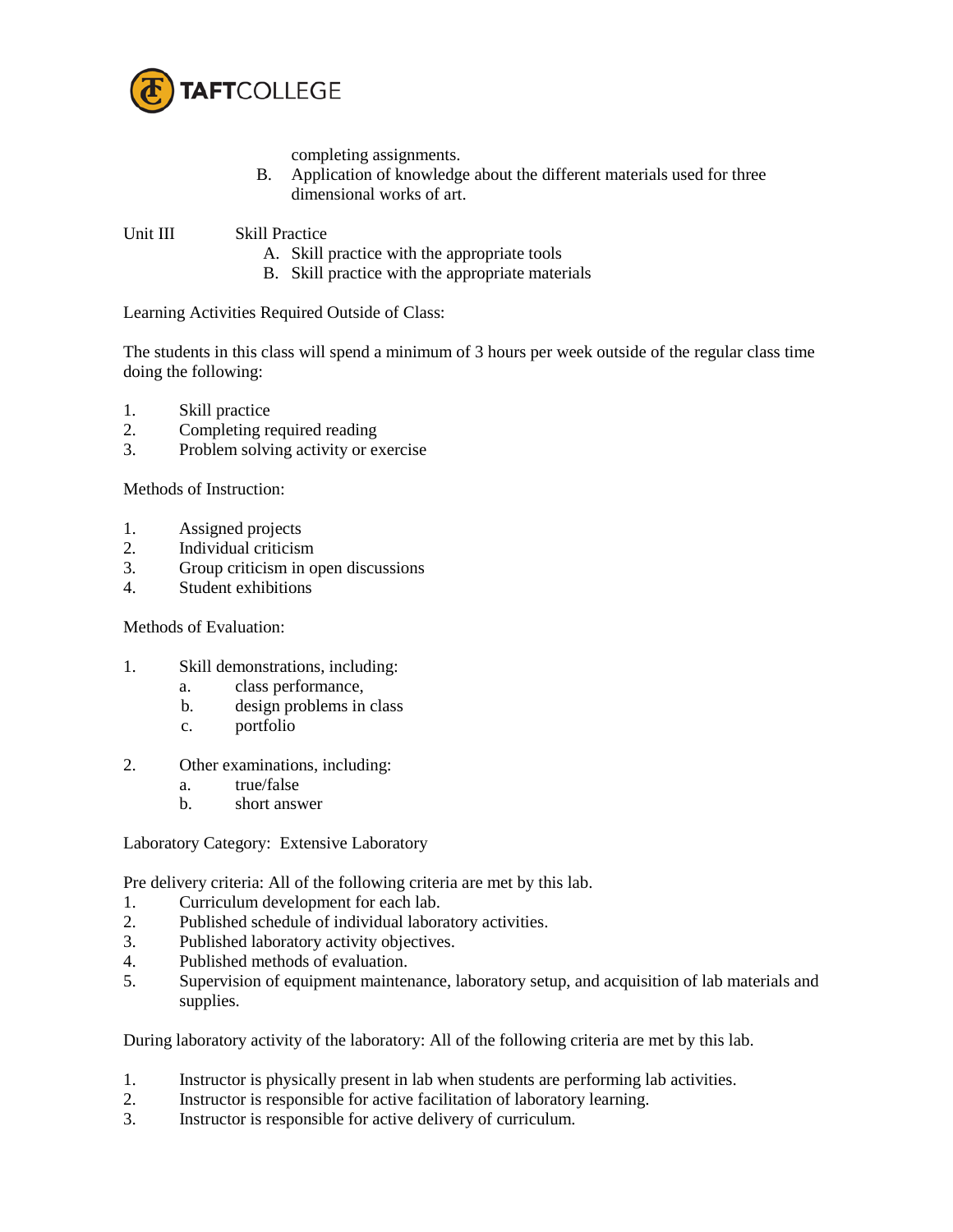completing assignments.

B. Application of knowledge about the different materials used for three dimensional works of art.

Unit III Skill Practice

A. Skill practice with the appropriate tools
B. Skill practice with the appropriate materials

Learning Activities Required Outside of Class:

The students in this class will spend a minimum of 3 hours per week outside of the regular class time doing the following:

1. Skill practice
2. Completing required reading
3. Problem solving activity or exercise

Methods of Instruction:

1. Assigned projects
2. Individual criticism
3. Group criticism in open discussions
4. Student exhibitions

Methods of Evaluation:

1. Skill demonstrations, including:
   a. class performance,
   b. design problems in class
   c. portfolio

2. Other examinations, including:
   a. true/false
   b. short answer

Laboratory Category: Extensive Laboratory

Pre delivery criteria: All of the following criteria are met by this lab.

1. Curriculum development for each lab.
2. Published schedule of individual laboratory activities.
3. Published laboratory activity objectives.
4. Published methods of evaluation.
5. Supervision of equipment maintenance, laboratory setup, and acquisition of lab materials and supplies.

During laboratory activity of the laboratory: All of the following criteria are met by this lab.

1. Instructor is physically present in lab when students are performing lab activities.
2. Instructor is responsible for active facilitation of laboratory learning.
3. Instructor is responsible for active delivery of curriculum.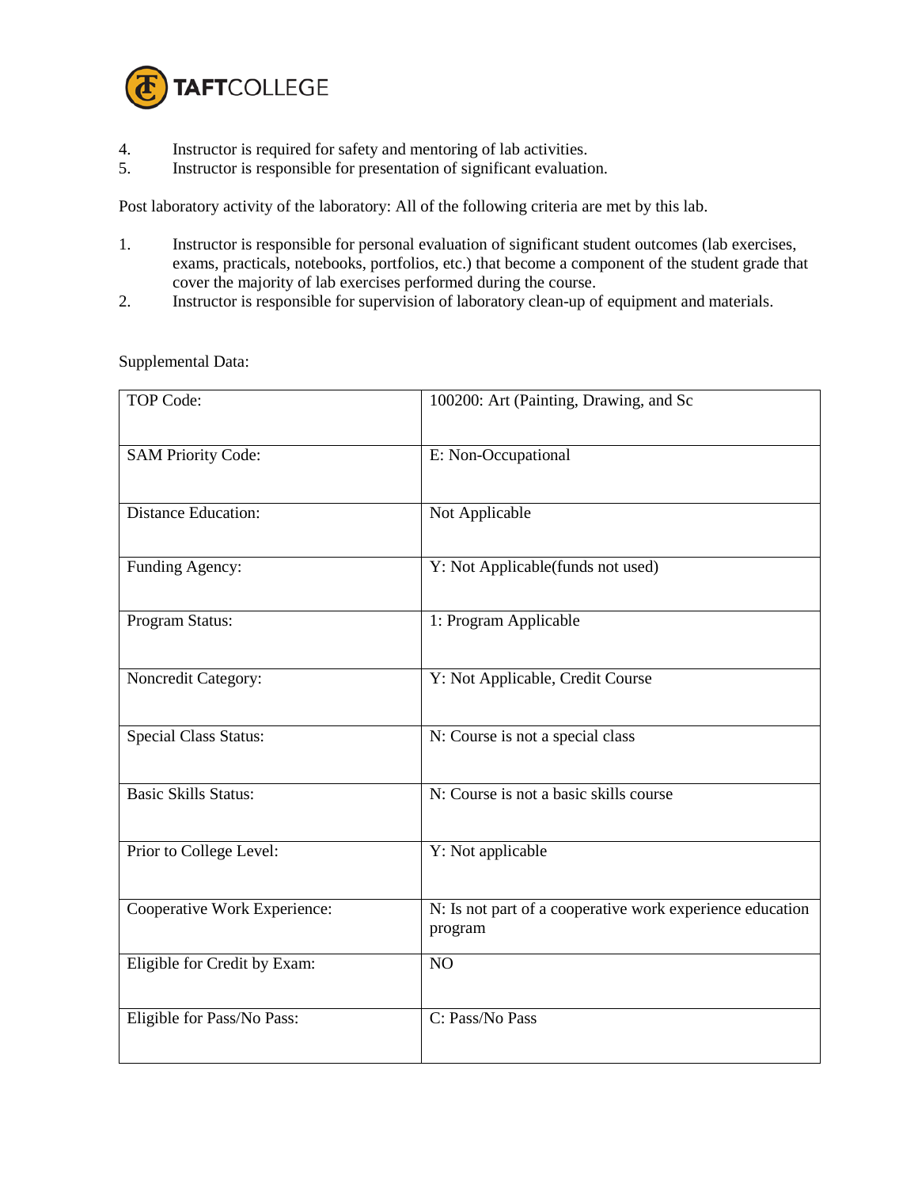4. Instructor is required for safety and mentoring of lab activities.
5. Instructor is responsible for presentation of significant evaluation.

Post laboratory activity of the laboratory: All of the following criteria are met by this lab.

1. Instructor is responsible for personal evaluation of significant student outcomes (lab exercises, exams, practicals, notebooks, portfolios, etc.) that become a component of the student grade that cover the majority of lab exercises performed during the course.
2. Instructor is responsible for supervision of laboratory clean-up of equipment and materials.

Supplemental Data:

| | |
|---|---|
| TOP Code: | 100200: Art (Painting, Drawing, and Sc |
| SAM Priority Code: | E: Non-Occupational |
| Distance Education: | Not Applicable |
| Funding Agency: | Y: Not Applicable(funds not used) |
| Program Status: | 1: Program Applicable |
| Noncredit Category: | Y: Not Applicable, Credit Course |
| Special Class Status: | N: Course is not a special class |
| Basic Skills Status: | N: Course is not a basic skills course |
| Prior to College Level: | Y: Not applicable |
| Cooperative Work Experience: | N: Is not part of a cooperative work experience education program |
| Eligible for Credit by Exam: | NO |
| Eligible for Pass/No Pass: | C: Pass/No Pass |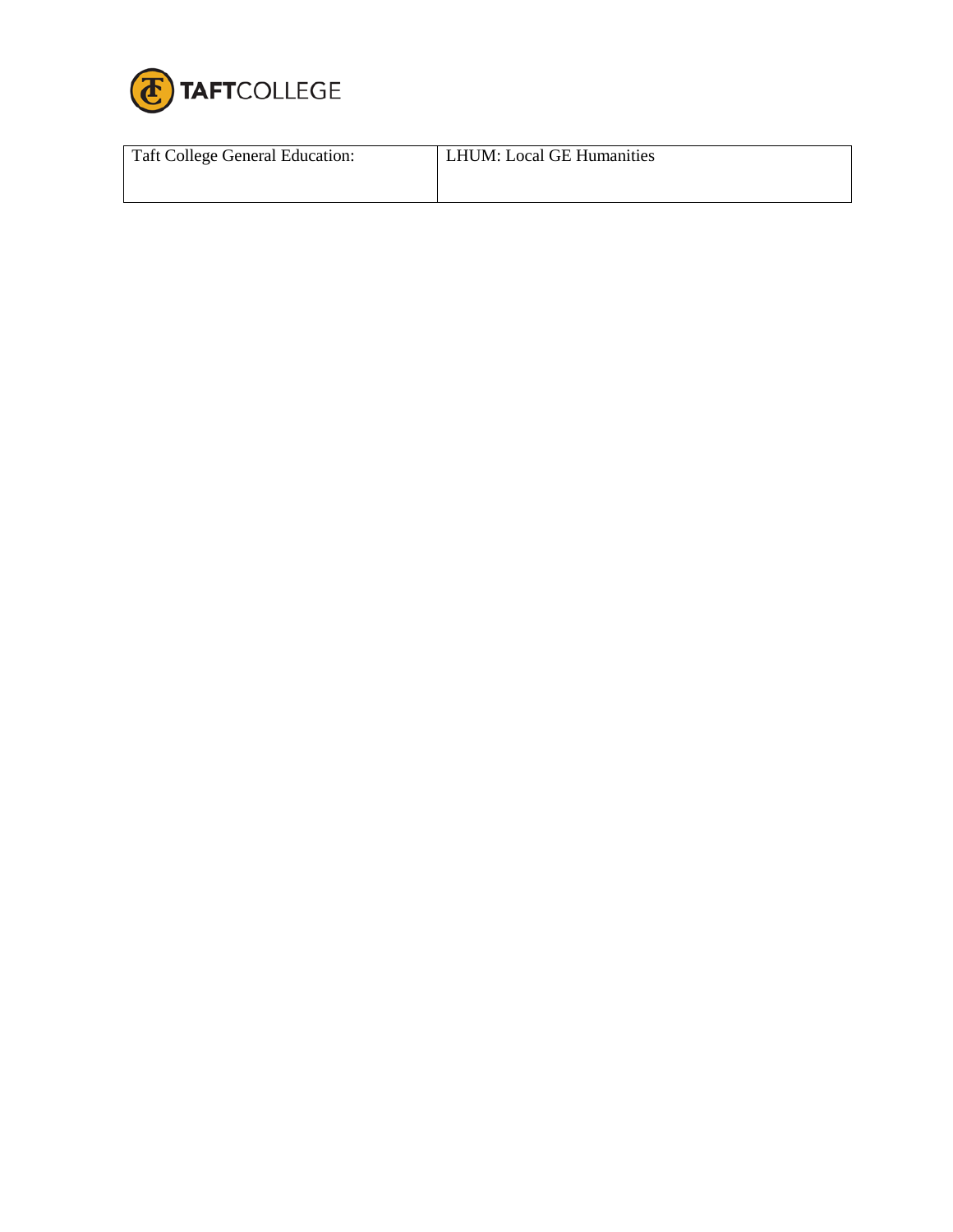| | |
|---|---|
| Taft College General Education: | LHUM: Local GE Humanities |